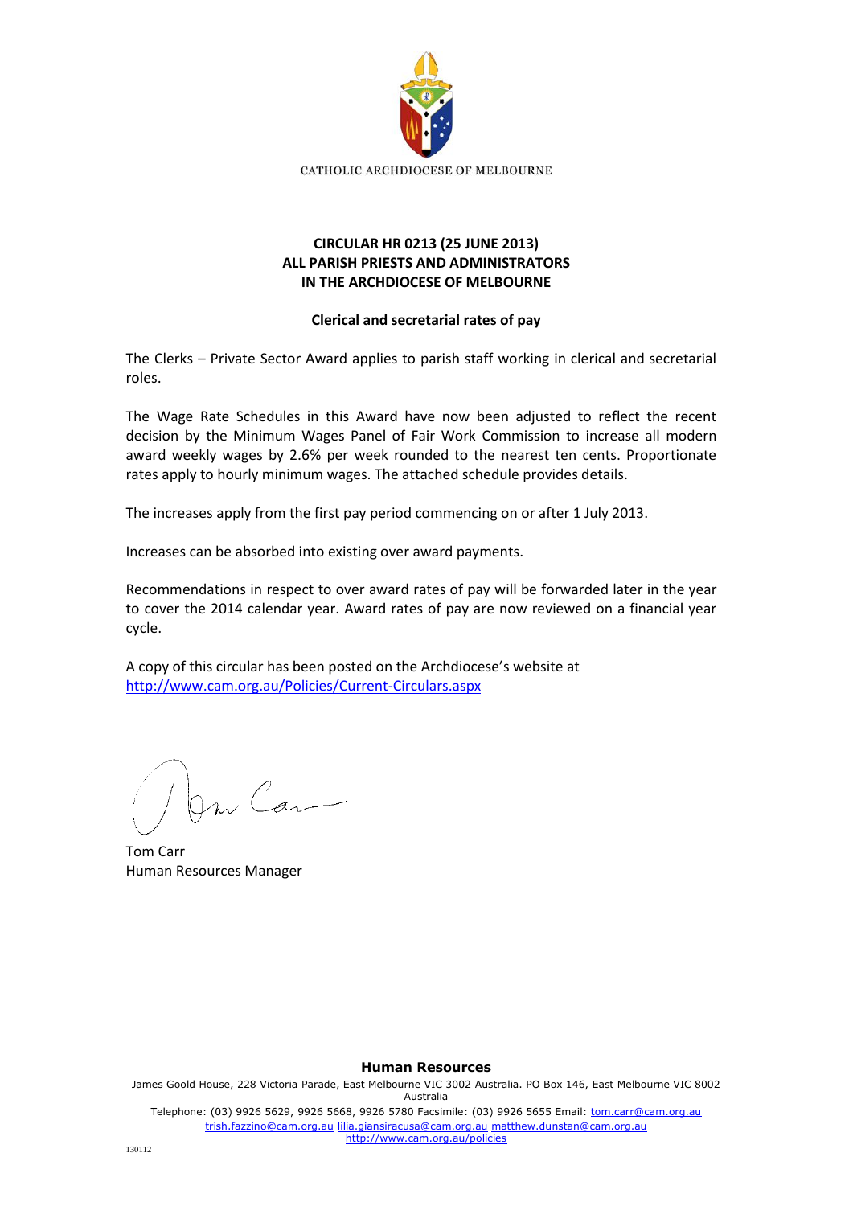CATHOLIC ARCHDIOCESE OF MELBOURNE

**CIRCULAR HR 0213 (25 JUNE 2013)**
**ALL PARISH PRIESTS AND ADMINISTRATORS**
**IN THE ARCHDIOCESE OF MELBOURNE**

**Clerical and secretarial rates of pay**

The Clerks – Private Sector Award applies to parish staff working in clerical and secretarial roles.

The Wage Rate Schedules in this Award have now been adjusted to reflect the recent decision by the Minimum Wages Panel of Fair Work Commission to increase all modern award weekly wages by 2.6% per week rounded to the nearest ten cents. Proportionate rates apply to hourly minimum wages. The attached schedule provides details.

The increases apply from the first pay period commencing on or after 1 July 2013.

Increases can be absorbed into existing over award payments.

Recommendations in respect to over award rates of pay will be forwarded later in the year to cover the 2014 calendar year. Award rates of pay are now reviewed on a financial year cycle.

A copy of this circular has been posted on the Archdiocese's website at
http://www.cam.org.au/Policies/Current-Circulars.aspx

Tom Carr
Human Resources Manager

**Human Resources**
James Goold House, 228 Victoria Parade, East Melbourne VIC 3002 Australia. PO Box 146, East Melbourne VIC 8002 Australia
Telephone: (03) 9926 5629, 9926 5668, 9926 5780 Facsimile: (03) 9926 5655 Email: tom.carr@cam.org.au
trish.fazzino@cam.org.au lilia.giansiracusa@cam.org.au matthew.dunstan@cam.org.au
http://www.cam.org.au/policies

130112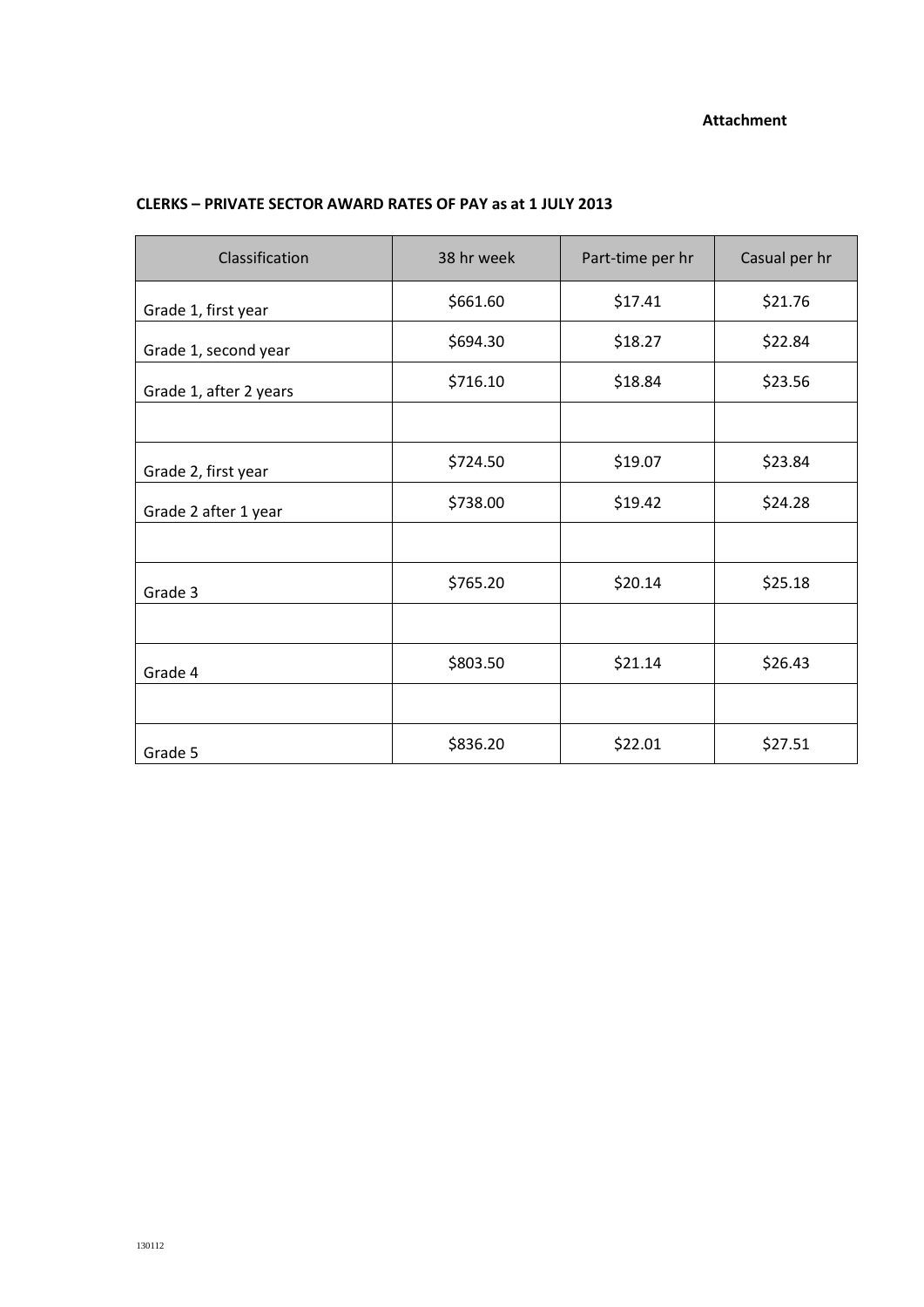**Attachment**

**CLERKS – PRIVATE SECTOR AWARD RATES OF PAY as at 1 JULY 2013**

| Classification | 38 hr week | Part-time per hr | Casual per hr |
|---|---|---|---|
| Grade 1, first year | $661.60 | $17.41 | $21.76 |
| Grade 1, second year | $694.30 | $18.27 | $22.84 |
| Grade 1, after 2 years | $716.10 | $18.84 | $23.56 |
| | | | |
| Grade 2, first year | $724.50 | $19.07 | $23.84 |
| Grade 2 after 1 year | $738.00 | $19.42 | $24.28 |
| | | | |
| Grade 3 | $765.20 | $20.14 | $25.18 |
| | | | |
| Grade 4 | $803.50 | $21.14 | $26.43 |
| | | | |
| Grade 5 | $836.20 | $22.01 | $27.51 |

130112